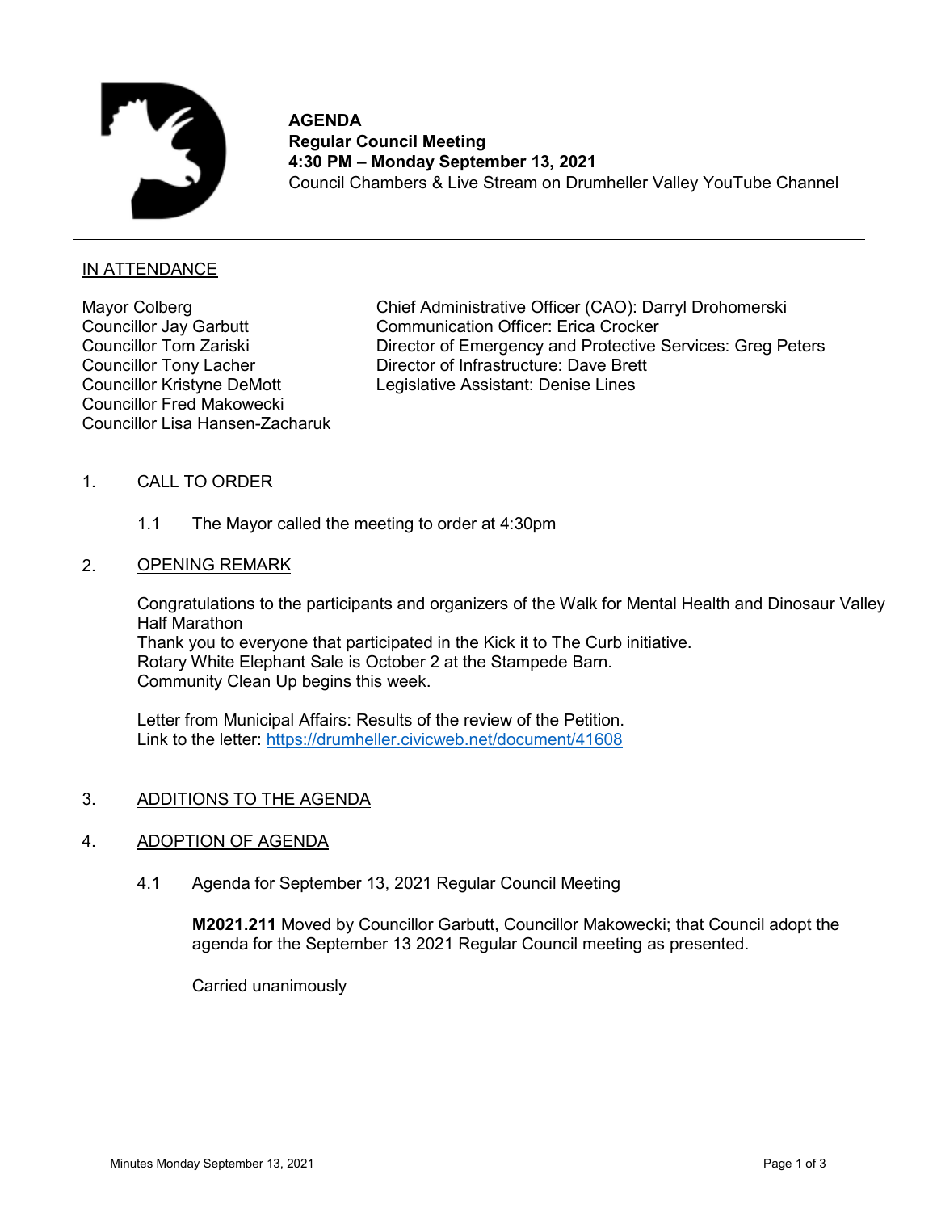**AGENDA**
**Regular Council Meeting**
**4:30 PM – Monday September 13, 2021**
Council Chambers & Live Stream on Drumheller Valley YouTube Channel

---

## IN ATTENDANCE

Mayor Colberg
Councillor Jay Garbutt
Councillor Tom Zariski
Councillor Tony Lacher
Councillor Kristyne DeMott
Councillor Fred Makowecki
Councillor Lisa Hansen-Zacharuk

Chief Administrative Officer (CAO): Darryl Drohomerski
Communication Officer: Erica Crocker
Director of Emergency and Protective Services: Greg Peters
Director of Infrastructure: Dave Brett
Legislative Assistant: Denise Lines

## 1. CALL TO ORDER

1.1 The Mayor called the meeting to order at 4:30pm

## 2. OPENING REMARK

Congratulations to the participants and organizers of the Walk for Mental Health and Dinosaur Valley Half Marathon
Thank you to everyone that participated in the Kick it to The Curb initiative.
Rotary White Elephant Sale is October 2 at the Stampede Barn.
Community Clean Up begins this week.

Letter from Municipal Affairs: Results of the review of the Petition.
Link to the letter: https://drumheller.civicweb.net/document/41608

## 3. ADDITIONS TO THE AGENDA

## 4. ADOPTION OF AGENDA

4.1 Agenda for September 13, 2021 Regular Council Meeting

**M2021.211** Moved by Councillor Garbutt, Councillor Makowecki; that Council adopt the agenda for the September 13 2021 Regular Council meeting as presented.

Carried unanimously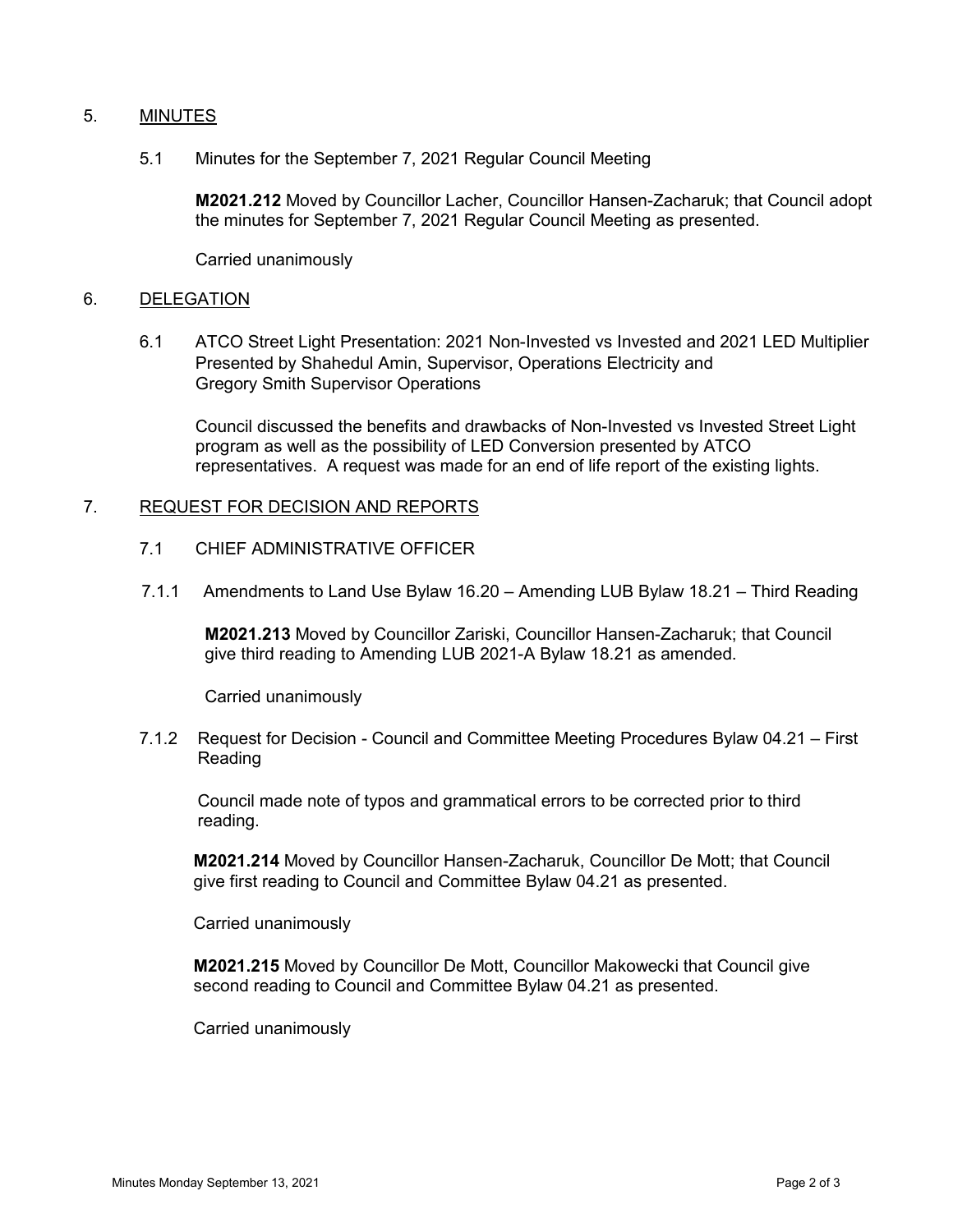## 5. MINUTES

### 5.1 Minutes for the September 7, 2021 Regular Council Meeting

**M2021.212** Moved by Councillor Lacher, Councillor Hansen-Zacharuk; that Council adopt the minutes for September 7, 2021 Regular Council Meeting as presented.

Carried unanimously

## 6. DELEGATION

### 6.1 ATCO Street Light Presentation: 2021 Non-Invested vs Invested and 2021 LED Multiplier Presented by Shahedul Amin, Supervisor, Operations Electricity and Gregory Smith Supervisor Operations

Council discussed the benefits and drawbacks of Non-Invested vs Invested Street Light program as well as the possibility of LED Conversion presented by ATCO representatives. A request was made for an end of life report of the existing lights.

## 7. REQUEST FOR DECISION AND REPORTS

### 7.1 CHIEF ADMINISTRATIVE OFFICER

#### 7.1.1 Amendments to Land Use Bylaw 16.20 – Amending LUB Bylaw 18.21 – Third Reading

**M2021.213** Moved by Councillor Zariski, Councillor Hansen-Zacharuk; that Council give third reading to Amending LUB 2021-A Bylaw 18.21 as amended.

Carried unanimously

#### 7.1.2 Request for Decision - Council and Committee Meeting Procedures Bylaw 04.21 – First Reading

Council made note of typos and grammatical errors to be corrected prior to third reading.

**M2021.214** Moved by Councillor Hansen-Zacharuk, Councillor De Mott; that Council give first reading to Council and Committee Bylaw 04.21 as presented.

Carried unanimously

**M2021.215** Moved by Councillor De Mott, Councillor Makowecki that Council give second reading to Council and Committee Bylaw 04.21 as presented.

Carried unanimously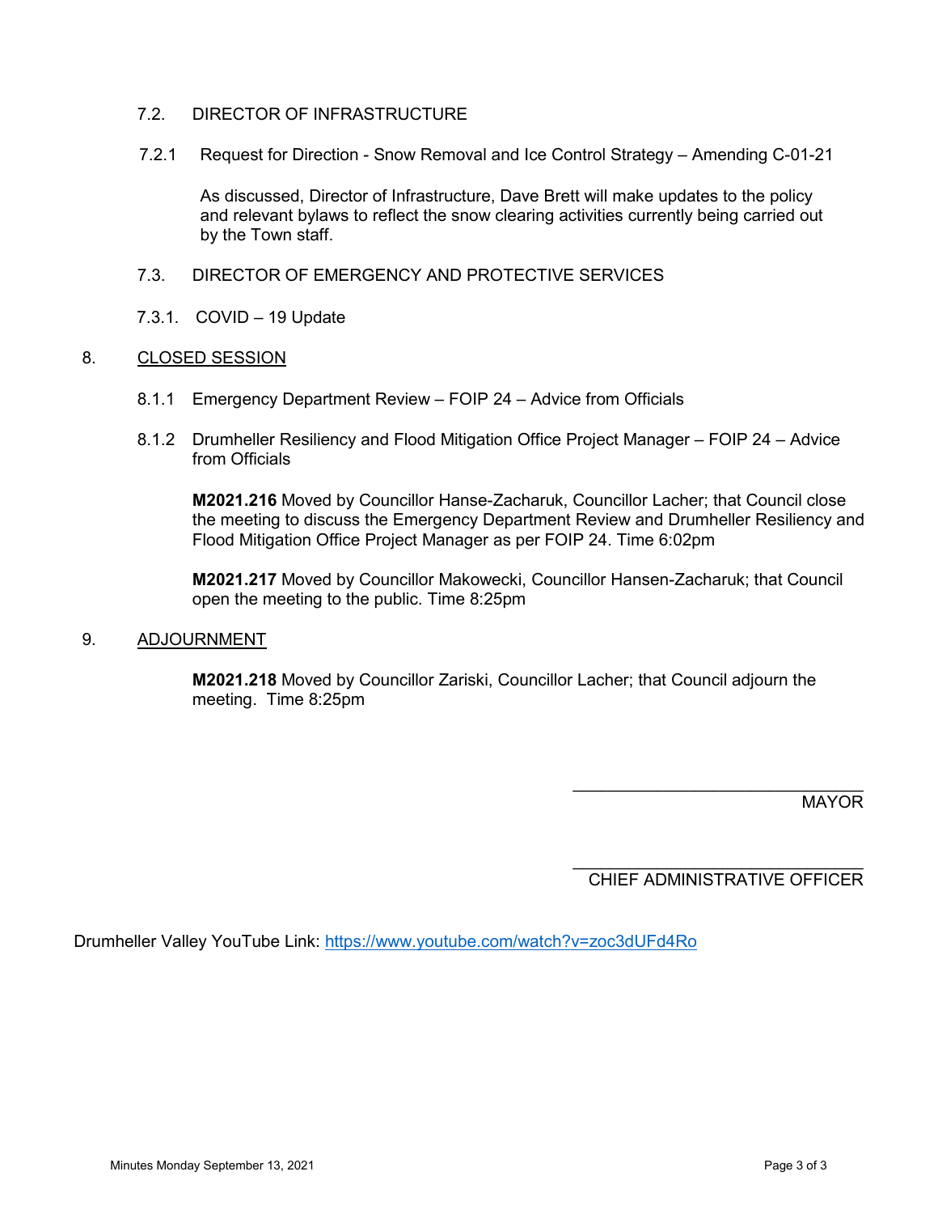7.2. DIRECTOR OF INFRASTRUCTURE

7.2.1 Request for Direction - Snow Removal and Ice Control Strategy – Amending C-01-21

As discussed, Director of Infrastructure, Dave Brett will make updates to the policy and relevant bylaws to reflect the snow clearing activities currently being carried out by the Town staff.

7.3. DIRECTOR OF EMERGENCY AND PROTECTIVE SERVICES

7.3.1. COVID – 19 Update

8. CLOSED SESSION

8.1.1 Emergency Department Review – FOIP 24 – Advice from Officials

8.1.2 Drumheller Resiliency and Flood Mitigation Office Project Manager – FOIP 24 – Advice from Officials

**M2021.216** Moved by Councillor Hanse-Zacharuk, Councillor Lacher; that Council close the meeting to discuss the Emergency Department Review and Drumheller Resiliency and Flood Mitigation Office Project Manager as per FOIP 24. Time 6:02pm

**M2021.217** Moved by Councillor Makowecki, Councillor Hansen-Zacharuk; that Council open the meeting to the public. Time 8:25pm

9. ADJOURNMENT

**M2021.218** Moved by Councillor Zariski, Councillor Lacher; that Council adjourn the meeting. Time 8:25pm

\_\_\_\_\_\_\_\_\_\_\_\_\_\_\_\_\_\_\_\_\_\_\_\_\_\_\_\_\_\_\_\_
MAYOR

\_\_\_\_\_\_\_\_\_\_\_\_\_\_\_\_\_\_\_\_\_\_\_\_\_\_\_\_\_\_\_\_
CHIEF ADMINISTRATIVE OFFICER

Drumheller Valley YouTube Link: https://www.youtube.com/watch?v=zoc3dUFd4Ro